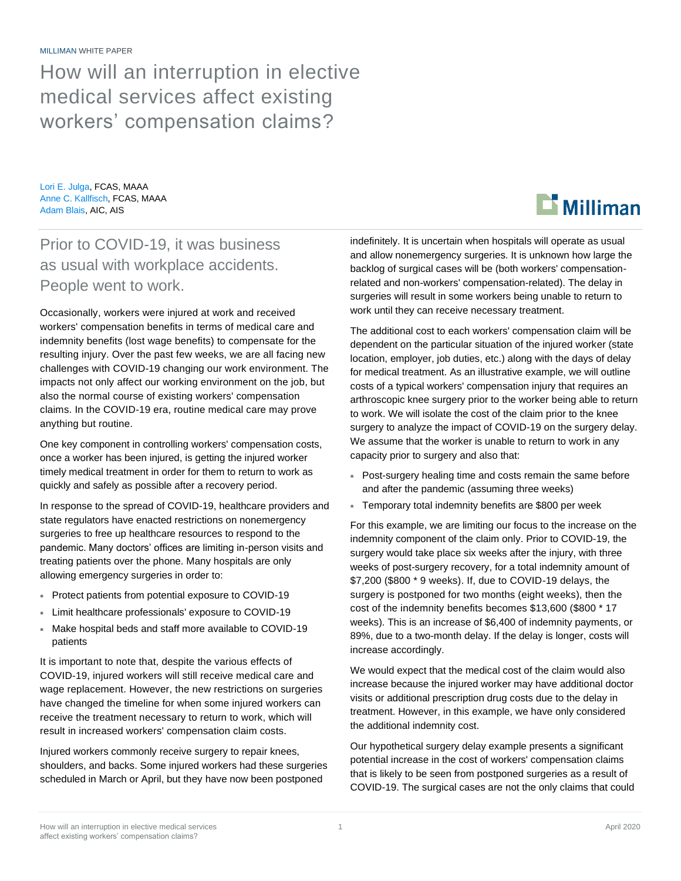MILLIMAN WHITE PAPER

# How will an interruption in elective medical services affect existing workers' compensation claims?

Lori E. Julga, FCAS, MAAA
Anne C. Kallfisch, FCAS, MAAA
Adam Blais, AIC, AIS

## Prior to COVID-19, it was business as usual with workplace accidents. People went to work.

Occasionally, workers were injured at work and received workers' compensation benefits in terms of medical care and indemnity benefits (lost wage benefits) to compensate for the resulting injury. Over the past few weeks, we are all facing new challenges with COVID-19 changing our work environment. The impacts not only affect our working environment on the job, but also the normal course of existing workers' compensation claims. In the COVID-19 era, routine medical care may prove anything but routine.

One key component in controlling workers' compensation costs, once a worker has been injured, is getting the injured worker timely medical treatment in order for them to return to work as quickly and safely as possible after a recovery period.

In response to the spread of COVID-19, healthcare providers and state regulators have enacted restrictions on nonemergency surgeries to free up healthcare resources to respond to the pandemic. Many doctors' offices are limiting in-person visits and treating patients over the phone. Many hospitals are only allowing emergency surgeries in order to:

- Protect patients from potential exposure to COVID-19
- Limit healthcare professionals' exposure to COVID-19
- Make hospital beds and staff more available to COVID-19 patients

It is important to note that, despite the various effects of COVID-19, injured workers will still receive medical care and wage replacement. However, the new restrictions on surgeries have changed the timeline for when some injured workers can receive the treatment necessary to return to work, which will result in increased workers' compensation claim costs.

Injured workers commonly receive surgery to repair knees, shoulders, and backs. Some injured workers had these surgeries scheduled in March or April, but they have now been postponed indefinitely. It is uncertain when hospitals will operate as usual and allow nonemergency surgeries. It is unknown how large the backlog of surgical cases will be (both workers' compensation-related and non-workers' compensation-related). The delay in surgeries will result in some workers being unable to return to work until they can receive necessary treatment.

The additional cost to each workers' compensation claim will be dependent on the particular situation of the injured worker (state location, employer, job duties, etc.) along with the days of delay for medical treatment. As an illustrative example, we will outline costs of a typical workers' compensation injury that requires an arthroscopic knee surgery prior to the worker being able to return to work. We will isolate the cost of the claim prior to the knee surgery to analyze the impact of COVID-19 on the surgery delay. We assume that the worker is unable to return to work in any capacity prior to surgery and also that:

- Post-surgery healing time and costs remain the same before and after the pandemic (assuming three weeks)
- Temporary total indemnity benefits are $800 per week

For this example, we are limiting our focus to the increase on the indemnity component of the claim only. Prior to COVID-19, the surgery would take place six weeks after the injury, with three weeks of post-surgery recovery, for a total indemnity amount of $7,200 ($800 * 9 weeks). If, due to COVID-19 delays, then the surgery is postponed for two months (eight weeks), then the cost of the indemnity benefits becomes $13,600 ($800 * 17 weeks). This is an increase of $6,400 of indemnity payments, or 89%, due to a two-month delay. If the delay is longer, costs will increase accordingly.

We would expect that the medical cost of the claim would also increase because the injured worker may have additional doctor visits or additional prescription drug costs due to the delay in treatment. However, in this example, we have only considered the additional indemnity cost.

Our hypothetical surgery delay example presents a significant potential increase in the cost of workers' compensation claims that is likely to be seen from postponed surgeries as a result of COVID-19. The surgical cases are not the only claims that could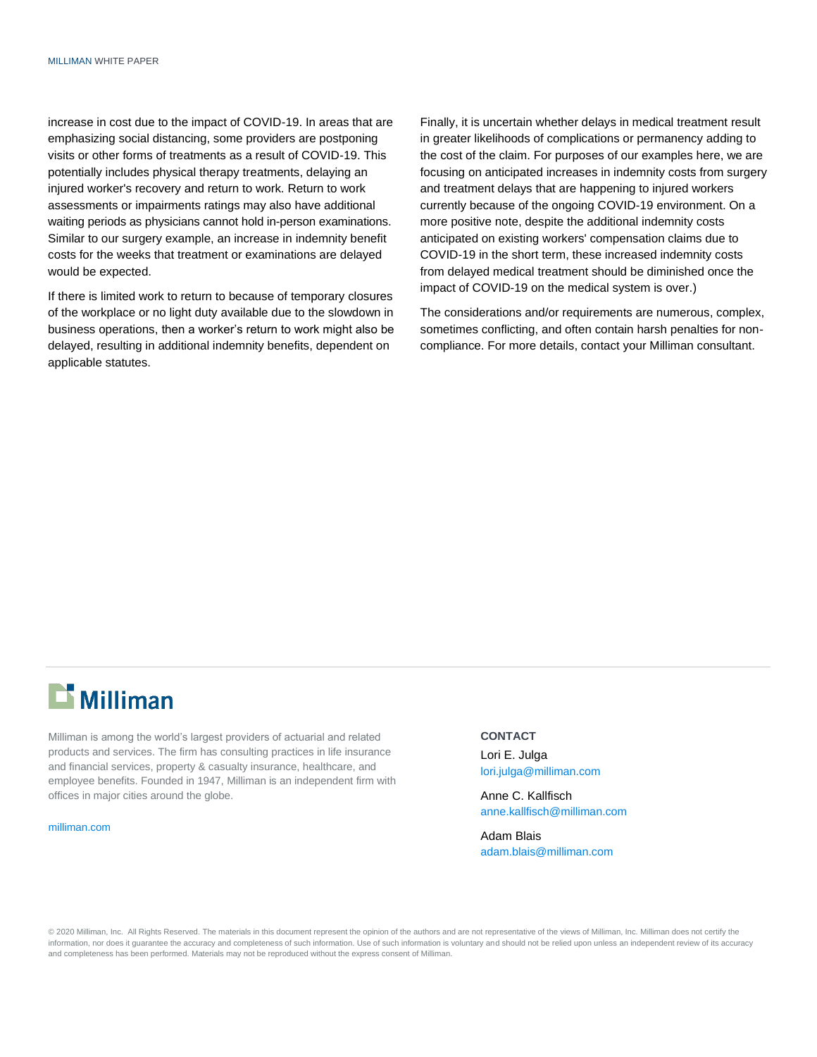increase in cost due to the impact of COVID-19. In areas that are emphasizing social distancing, some providers are postponing visits or other forms of treatments as a result of COVID-19. This potentially includes physical therapy treatments, delaying an injured worker's recovery and return to work. Return to work assessments or impairments ratings may also have additional waiting periods as physicians cannot hold in-person examinations. Similar to our surgery example, an increase in indemnity benefit costs for the weeks that treatment or examinations are delayed would be expected.

If there is limited work to return to because of temporary closures of the workplace or no light duty available due to the slowdown in business operations, then a worker's return to work might also be delayed, resulting in additional indemnity benefits, dependent on applicable statutes.

Finally, it is uncertain whether delays in medical treatment result in greater likelihoods of complications or permanency adding to the cost of the claim. For purposes of our examples here, we are focusing on anticipated increases in indemnity costs from surgery and treatment delays that are happening to injured workers currently because of the ongoing COVID-19 environment. On a more positive note, despite the additional indemnity costs anticipated on existing workers' compensation claims due to COVID-19 in the short term, these increased indemnity costs from delayed medical treatment should be diminished once the impact of COVID-19 on the medical system is over.)

The considerations and/or requirements are numerous, complex, sometimes conflicting, and often contain harsh penalties for non-compliance. For more details, contact your Milliman consultant.

---

**Milliman**

Milliman is among the world's largest providers of actuarial and related products and services. The firm has consulting practices in life insurance and financial services, property & casualty insurance, healthcare, and employee benefits. Founded in 1947, Milliman is an independent firm with offices in major cities around the globe.

milliman.com

**CONTACT**

Lori E. Julga
lori.julga@milliman.com

Anne C. Kallfisch
anne.kallfisch@milliman.com

Adam Blais
adam.blais@milliman.com

© 2020 Milliman, Inc. All Rights Reserved. The materials in this document represent the opinion of the authors and are not representative of the views of Milliman, Inc. Milliman does not certify the information, nor does it guarantee the accuracy and completeness of such information. Use of such information is voluntary and should not be relied upon unless an independent review of its accuracy and completeness has been performed. Materials may not be reproduced without the express consent of Milliman.